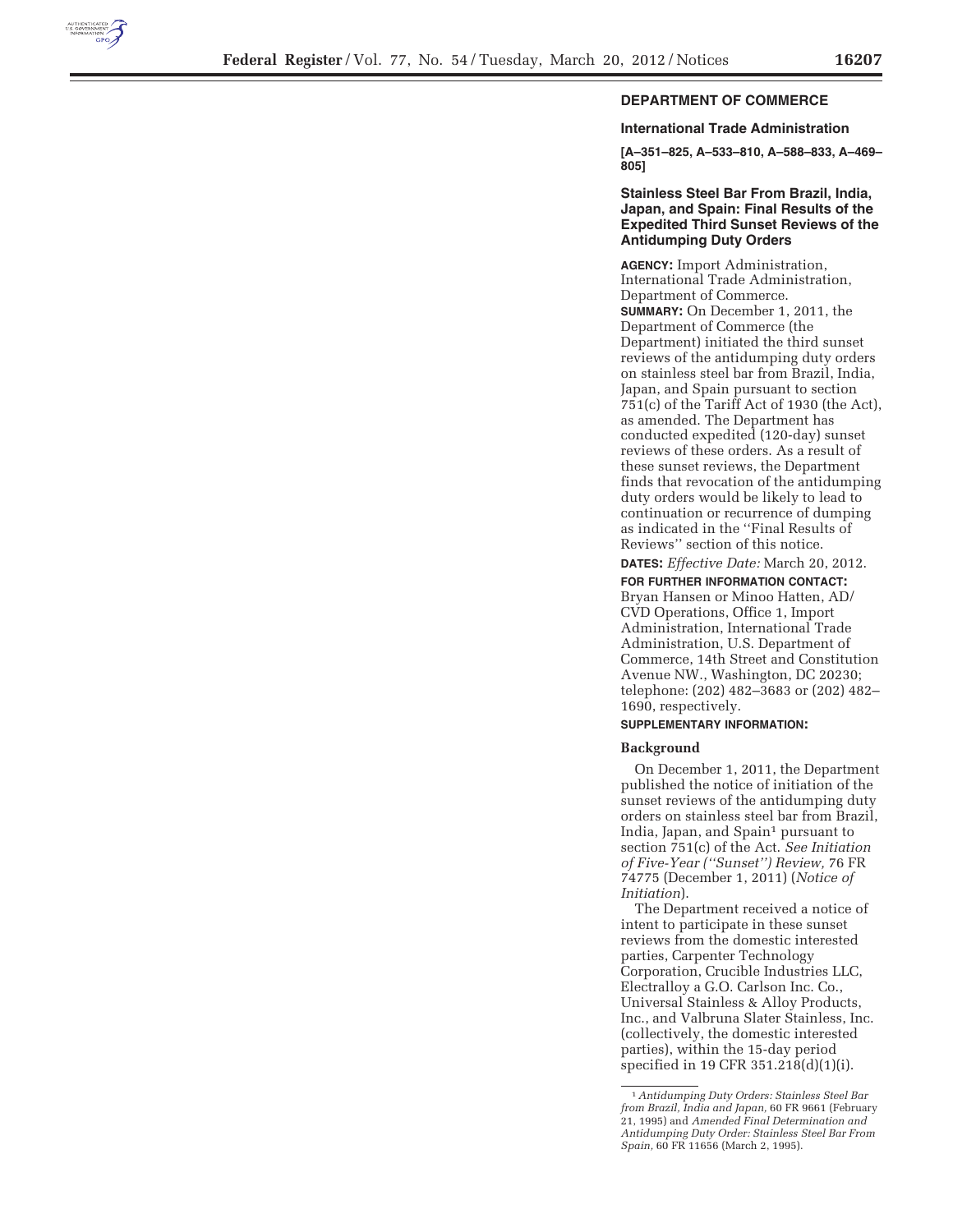## DEPARTMENT OF COMMERCE

### International Trade Administration

**[A–351–825, A–533–810, A–588–833, A–469–805]**

### Stainless Steel Bar From Brazil, India, Japan, and Spain: Final Results of the Expedited Third Sunset Reviews of the Antidumping Duty Orders

**AGENCY:** Import Administration, International Trade Administration, Department of Commerce.

**SUMMARY:** On December 1, 2011, the Department of Commerce (the Department) initiated the third sunset reviews of the antidumping duty orders on stainless steel bar from Brazil, India, Japan, and Spain pursuant to section 751(c) of the Tariff Act of 1930 (the Act), as amended. The Department has conducted expedited (120-day) sunset reviews of these orders. As a result of these sunset reviews, the Department finds that revocation of the antidumping duty orders would be likely to lead to continuation or recurrence of dumping as indicated in the ''Final Results of Reviews'' section of this notice.

**DATES:** *Effective Date:* March 20, 2012.

**FOR FURTHER INFORMATION CONTACT:** Bryan Hansen or Minoo Hatten, AD/CVD Operations, Office 1, Import Administration, International Trade Administration, U.S. Department of Commerce, 14th Street and Constitution Avenue NW., Washington, DC 20230; telephone: (202) 482–3683 or (202) 482–1690, respectively.

**SUPPLEMENTARY INFORMATION:**

#### Background

On December 1, 2011, the Department published the notice of initiation of the sunset reviews of the antidumping duty orders on stainless steel bar from Brazil, India, Japan, and Spain[1] pursuant to section 751(c) of the Act. *See Initiation of Five-Year (''Sunset'') Review,* 76 FR 74775 (December 1, 2011) (*Notice of Initiation*).

The Department received a notice of intent to participate in these sunset reviews from the domestic interested parties, Carpenter Technology Corporation, Crucible Industries LLC, Electralloy a G.O. Carlson Inc. Co., Universal Stainless & Alloy Products, Inc., and Valbruna Slater Stainless, Inc. (collectively, the domestic interested parties), within the 15-day period specified in 19 CFR 351.218(d)(1)(i).

[1] *Antidumping Duty Orders: Stainless Steel Bar from Brazil, India and Japan,* 60 FR 9661 (February 21, 1995) and *Amended Final Determination and Antidumping Duty Order: Stainless Steel Bar From Spain,* 60 FR 11656 (March 2, 1995).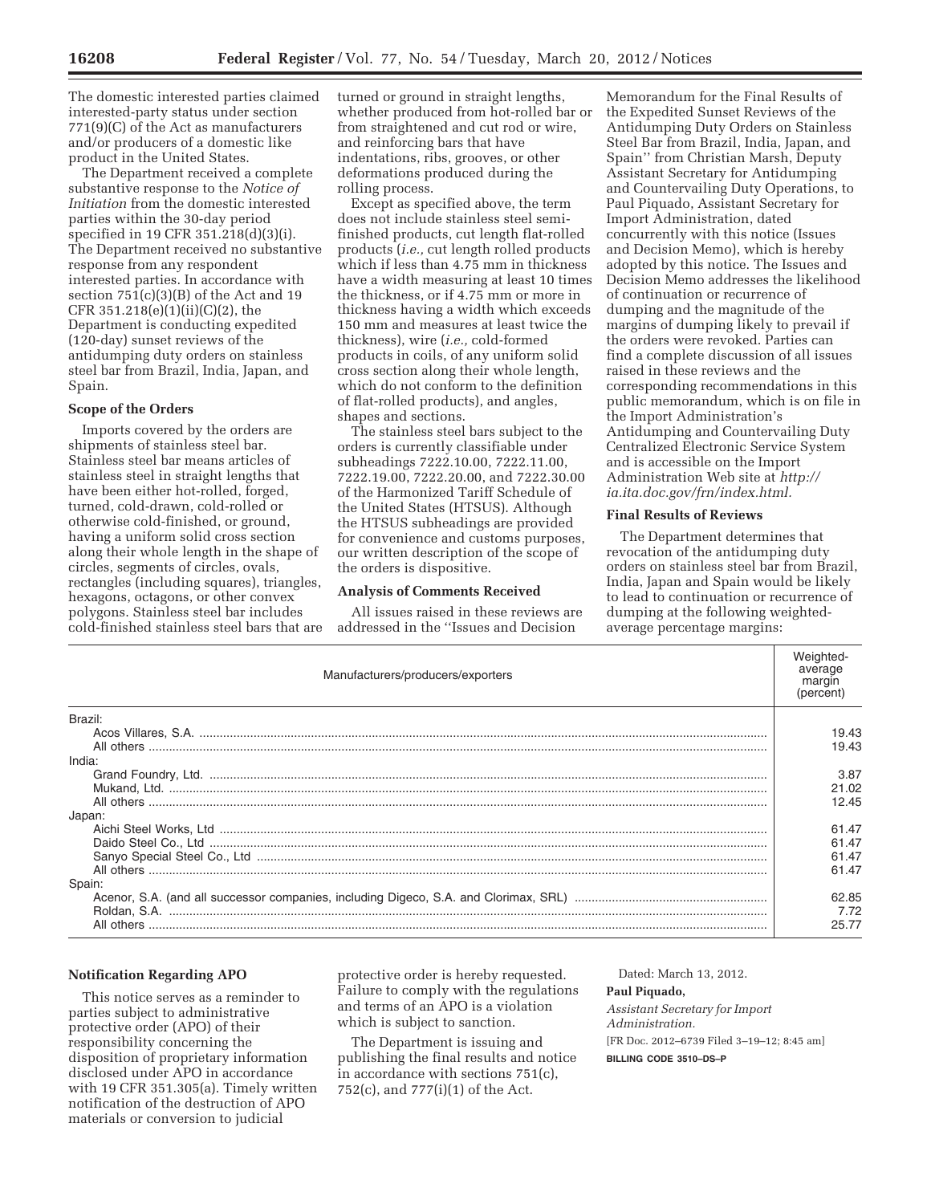The domestic interested parties claimed interested-party status under section 771(9)(C) of the Act as manufacturers and/or producers of a domestic like product in the United States.

The Department received a complete substantive response to the *Notice of Initiation* from the domestic interested parties within the 30-day period specified in 19 CFR 351.218(d)(3)(i). The Department received no substantive response from any respondent interested parties. In accordance with section 751(c)(3)(B) of the Act and 19 CFR 351.218(e)(1)(ii)(C)(2), the Department is conducting expedited (120-day) sunset reviews of the antidumping duty orders on stainless steel bar from Brazil, India, Japan, and Spain.

**Scope of the Orders**

Imports covered by the orders are shipments of stainless steel bar. Stainless steel bar means articles of stainless steel in straight lengths that have been either hot-rolled, forged, turned, cold-drawn, cold-rolled or otherwise cold-finished, or ground, having a uniform solid cross section along their whole length in the shape of circles, segments of circles, ovals, rectangles (including squares), triangles, hexagons, octagons, or other convex polygons. Stainless steel bar includes cold-finished stainless steel bars that are turned or ground in straight lengths, whether produced from hot-rolled bar or from straightened and cut rod or wire, and reinforcing bars that have indentations, ribs, grooves, or other deformations produced during the rolling process.

Except as specified above, the term does not include stainless steel semi-finished products, cut length flat-rolled products (*i.e.,* cut length rolled products which if less than 4.75 mm in thickness have a width measuring at least 10 times the thickness, or if 4.75 mm or more in thickness having a width which exceeds 150 mm and measures at least twice the thickness), wire (*i.e.,* cold-formed products in coils, of any uniform solid cross section along their whole length, which do not conform to the definition of flat-rolled products), and angles, shapes and sections.

The stainless steel bars subject to the orders is currently classifiable under subheadings 7222.10.00, 7222.11.00, 7222.19.00, 7222.20.00, and 7222.30.00 of the Harmonized Tariff Schedule of the United States (HTSUS). Although the HTSUS subheadings are provided for convenience and customs purposes, our written description of the scope of the orders is dispositive.

**Analysis of Comments Received**

All issues raised in these reviews are addressed in the ''Issues and Decision Memorandum for the Final Results of the Expedited Sunset Reviews of the Antidumping Duty Orders on Stainless Steel Bar from Brazil, India, Japan, and Spain'' from Christian Marsh, Deputy Assistant Secretary for Antidumping and Countervailing Duty Operations, to Paul Piquado, Assistant Secretary for Import Administration, dated concurrently with this notice (Issues and Decision Memo), which is hereby adopted by this notice. The Issues and Decision Memo addresses the likelihood of continuation or recurrence of dumping and the magnitude of the margins of dumping likely to prevail if the orders were revoked. Parties can find a complete discussion of all issues raised in these reviews and the corresponding recommendations in this public memorandum, which is on file in the Import Administration's Antidumping and Countervailing Duty Centralized Electronic Service System and is accessible on the Import Administration Web site at *http://ia.ita.doc.gov/frn/index.html.*

**Final Results of Reviews**

The Department determines that revocation of the antidumping duty orders on stainless steel bar from Brazil, India, Japan and Spain would be likely to lead to continuation or recurrence of dumping at the following weighted-average percentage margins:

| Manufacturers/producers/exporters | Weighted-average margin (percent) |
|---|---|
| Brazil: | |
| Acos Villares, S.A. | 19.43 |
| All others | 19.43 |
| India: | |
| Grand Foundry, Ltd. | 3.87 |
| Mukand, Ltd. | 21.02 |
| All others | 12.45 |
| Japan: | |
| Aichi Steel Works, Ltd | 61.47 |
| Daido Steel Co., Ltd | 61.47 |
| Sanyo Special Steel Co., Ltd | 61.47 |
| All others | 61.47 |
| Spain: | |
| Acenor, S.A. (and all successor companies, including Digeco, S.A. and Clorimax, SRL) | 62.85 |
| Roldan, S.A. | 7.72 |
| All others | 25.77 |

**Notification Regarding APO**

This notice serves as a reminder to parties subject to administrative protective order (APO) of their responsibility concerning the disposition of proprietary information disclosed under APO in accordance with 19 CFR 351.305(a). Timely written notification of the destruction of APO materials or conversion to judicial protective order is hereby requested. Failure to comply with the regulations and terms of an APO is a violation which is subject to sanction.

The Department is issuing and publishing the final results and notice in accordance with sections 751(c), 752(c), and 777(i)(1) of the Act.

Dated: March 13, 2012.

**Paul Piquado,**

*Assistant Secretary for Import Administration.*

[FR Doc. 2012–6739 Filed 3–19–12; 8:45 am]

**BILLING CODE 3510–DS–P**